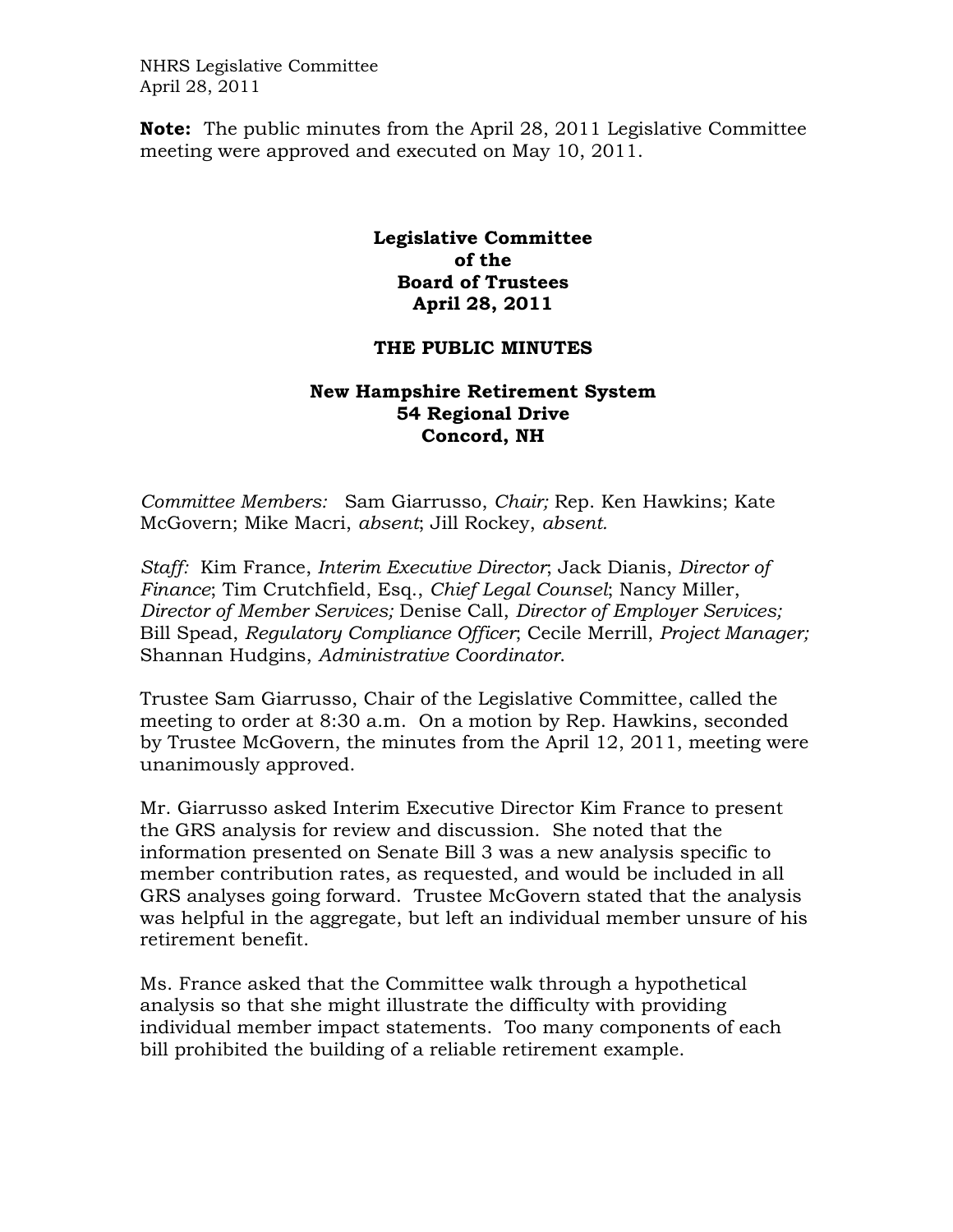NHRS Legislative Committee
April 28, 2011

**Note:** The public minutes from the April 28, 2011 Legislative Committee meeting were approved and executed on May 10, 2011.

# Legislative Committee of the Board of Trustees April 28, 2011

## THE PUBLIC MINUTES

### New Hampshire Retirement System 54 Regional Drive Concord, NH

*Committee Members:* Sam Giarrusso, *Chair;* Rep. Ken Hawkins; Kate McGovern; Mike Macri, *absent*; Jill Rockey, *absent.*

*Staff:* Kim France, *Interim Executive Director*; Jack Dianis, *Director of Finance*; Tim Crutchfield, Esq., *Chief Legal Counsel*; Nancy Miller, *Director of Member Services;* Denise Call, *Director of Employer Services;* Bill Spead, *Regulatory Compliance Officer*; Cecile Merrill, *Project Manager;* Shannan Hudgins, *Administrative Coordinator*.

Trustee Sam Giarrusso, Chair of the Legislative Committee, called the meeting to order at 8:30 a.m. On a motion by Rep. Hawkins, seconded by Trustee McGovern, the minutes from the April 12, 2011, meeting were unanimously approved.

Mr. Giarrusso asked Interim Executive Director Kim France to present the GRS analysis for review and discussion. She noted that the information presented on Senate Bill 3 was a new analysis specific to member contribution rates, as requested, and would be included in all GRS analyses going forward. Trustee McGovern stated that the analysis was helpful in the aggregate, but left an individual member unsure of his retirement benefit.

Ms. France asked that the Committee walk through a hypothetical analysis so that she might illustrate the difficulty with providing individual member impact statements. Too many components of each bill prohibited the building of a reliable retirement example.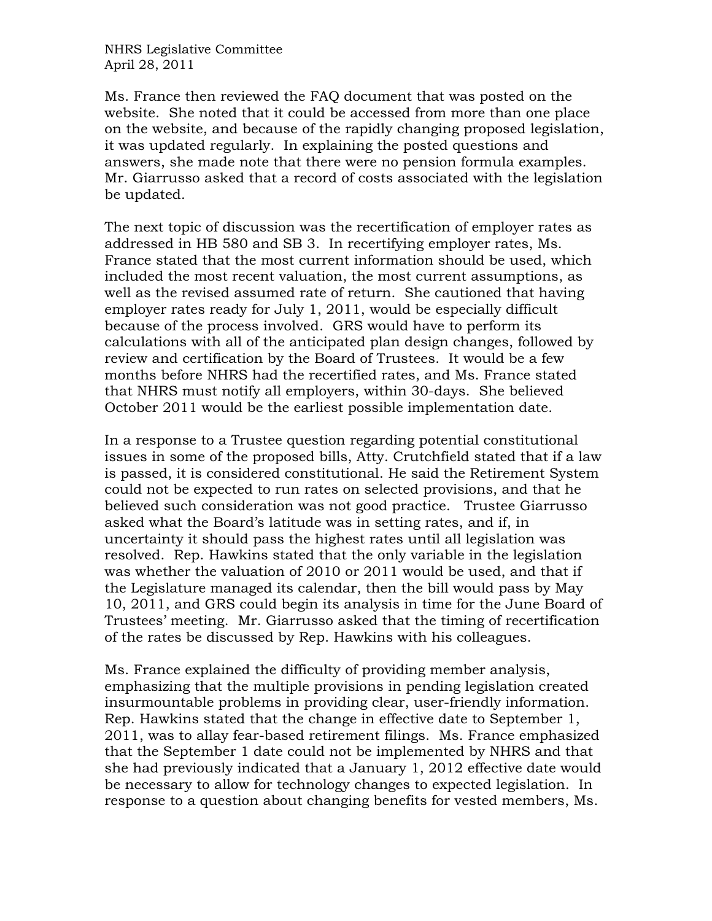Ms. France then reviewed the FAQ document that was posted on the website. She noted that it could be accessed from more than one place on the website, and because of the rapidly changing proposed legislation, it was updated regularly. In explaining the posted questions and answers, she made note that there were no pension formula examples. Mr. Giarrusso asked that a record of costs associated with the legislation be updated.

The next topic of discussion was the recertification of employer rates as addressed in HB 580 and SB 3. In recertifying employer rates, Ms. France stated that the most current information should be used, which included the most recent valuation, the most current assumptions, as well as the revised assumed rate of return. She cautioned that having employer rates ready for July 1, 2011, would be especially difficult because of the process involved. GRS would have to perform its calculations with all of the anticipated plan design changes, followed by review and certification by the Board of Trustees. It would be a few months before NHRS had the recertified rates, and Ms. France stated that NHRS must notify all employers, within 30-days. She believed October 2011 would be the earliest possible implementation date.

In a response to a Trustee question regarding potential constitutional issues in some of the proposed bills, Atty. Crutchfield stated that if a law is passed, it is considered constitutional. He said the Retirement System could not be expected to run rates on selected provisions, and that he believed such consideration was not good practice. Trustee Giarrusso asked what the Board's latitude was in setting rates, and if, in uncertainty it should pass the highest rates until all legislation was resolved. Rep. Hawkins stated that the only variable in the legislation was whether the valuation of 2010 or 2011 would be used, and that if the Legislature managed its calendar, then the bill would pass by May 10, 2011, and GRS could begin its analysis in time for the June Board of Trustees' meeting. Mr. Giarrusso asked that the timing of recertification of the rates be discussed by Rep. Hawkins with his colleagues.

Ms. France explained the difficulty of providing member analysis, emphasizing that the multiple provisions in pending legislation created insurmountable problems in providing clear, user-friendly information. Rep. Hawkins stated that the change in effective date to September 1, 2011, was to allay fear-based retirement filings. Ms. France emphasized that the September 1 date could not be implemented by NHRS and that she had previously indicated that a January 1, 2012 effective date would be necessary to allow for technology changes to expected legislation. In response to a question about changing benefits for vested members, Ms.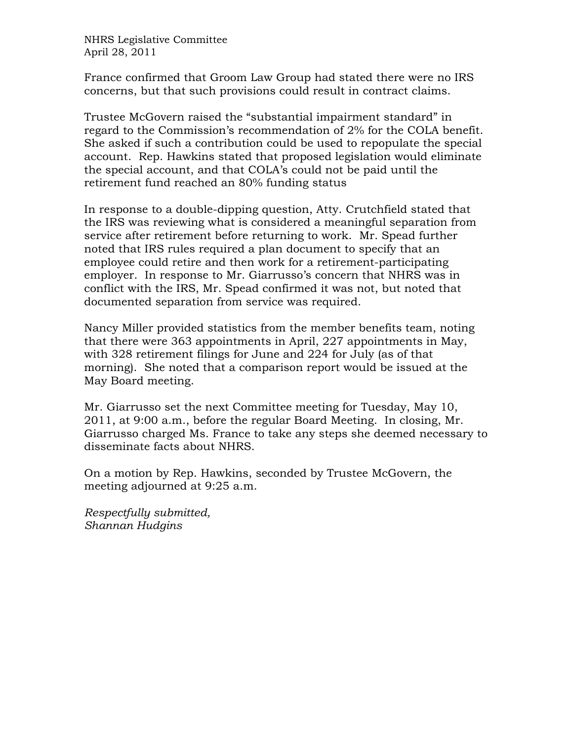France confirmed that Groom Law Group had stated there were no IRS concerns, but that such provisions could result in contract claims.

Trustee McGovern raised the "substantial impairment standard" in regard to the Commission's recommendation of 2% for the COLA benefit. She asked if such a contribution could be used to repopulate the special account. Rep. Hawkins stated that proposed legislation would eliminate the special account, and that COLA's could not be paid until the retirement fund reached an 80% funding status

In response to a double-dipping question, Atty. Crutchfield stated that the IRS was reviewing what is considered a meaningful separation from service after retirement before returning to work. Mr. Spead further noted that IRS rules required a plan document to specify that an employee could retire and then work for a retirement-participating employer. In response to Mr. Giarrusso's concern that NHRS was in conflict with the IRS, Mr. Spead confirmed it was not, but noted that documented separation from service was required.

Nancy Miller provided statistics from the member benefits team, noting that there were 363 appointments in April, 227 appointments in May, with 328 retirement filings for June and 224 for July (as of that morning). She noted that a comparison report would be issued at the May Board meeting.

Mr. Giarrusso set the next Committee meeting for Tuesday, May 10, 2011, at 9:00 a.m., before the regular Board Meeting. In closing, Mr. Giarrusso charged Ms. France to take any steps she deemed necessary to disseminate facts about NHRS.

On a motion by Rep. Hawkins, seconded by Trustee McGovern, the meeting adjourned at 9:25 a.m.

*Respectfully submitted,*
*Shannan Hudgins*